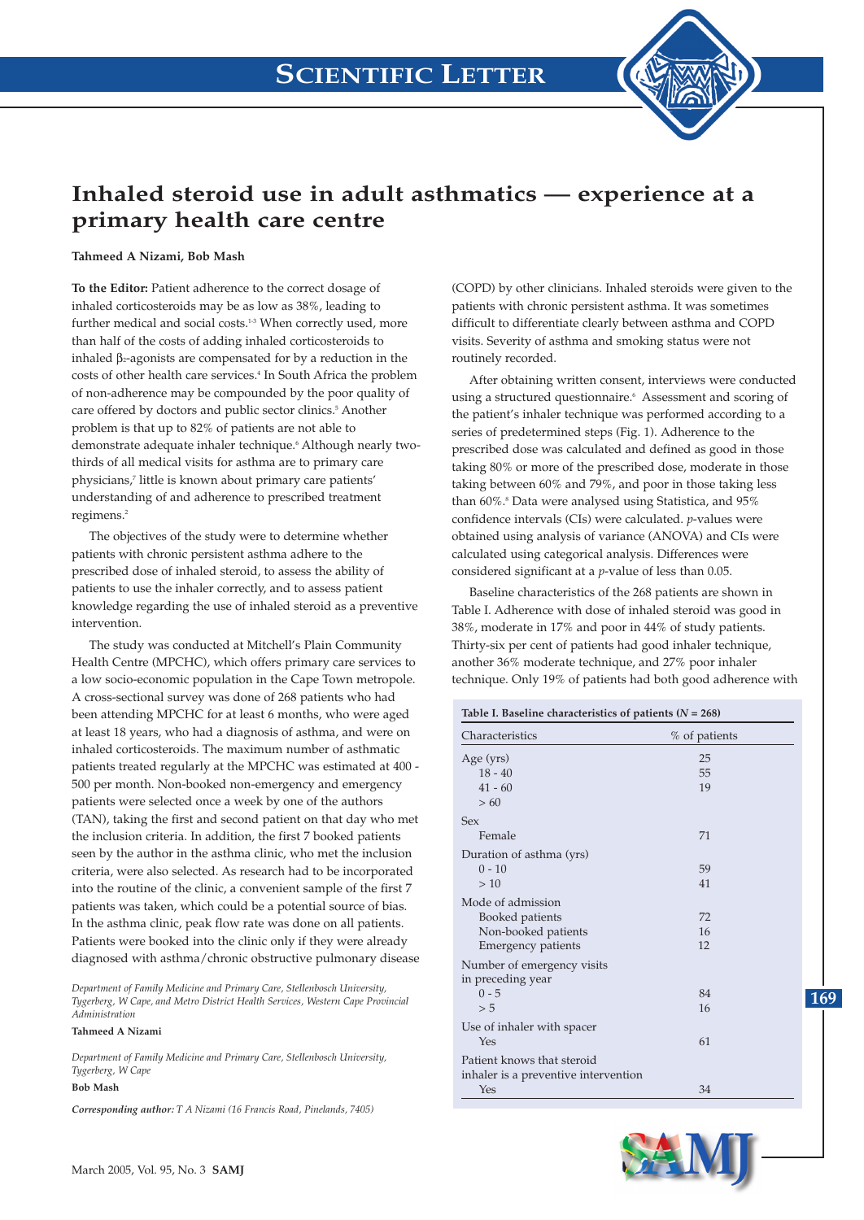# Scientific Letter

## Inhaled steroid use in adult asthmatics — experience at a primary health care centre

**Tahmeed A Nizami, Bob Mash**

**To the Editor:** Patient adherence to the correct dosage of inhaled corticosteroids may be as low as 38%, leading to further medical and social costs.[1-3] When correctly used, more than half of the costs of adding inhaled corticosteroids to inhaled $\beta_2$-agonists are compensated for by a reduction in the costs of other health care services.[4] In South Africa the problem of non-adherence may be compounded by the poor quality of care offered by doctors and public sector clinics.[5] Another problem is that up to 82% of patients are not able to demonstrate adequate inhaler technique.[6] Although nearly two-thirds of all medical visits for asthma are to primary care physicians,[7] little is known about primary care patients' understanding of and adherence to prescribed treatment regimens.[2]

The objectives of the study were to determine whether patients with chronic persistent asthma adhere to the prescribed dose of inhaled steroid, to assess the ability of patients to use the inhaler correctly, and to assess patient knowledge regarding the use of inhaled steroid as a preventive intervention.

The study was conducted at Mitchell's Plain Community Health Centre (MPCHC), which offers primary care services to a low socio-economic population in the Cape Town metropole. A cross-sectional survey was done of 268 patients who had been attending MPCHC for at least 6 months, who were aged at least 18 years, who had a diagnosis of asthma, and who were on inhaled corticosteroids. The maximum number of asthmatic patients treated regularly at the MPCHC was estimated at 400 - 500 per month. Non-booked non-emergency and emergency patients were selected once a week by one of the authors (TAN), taking the first and second patient on that day who met the inclusion criteria. In addition, the first 7 booked patients seen by the author in the asthma clinic, who met the inclusion criteria, were also selected. As research had to be incorporated into the routine of the clinic, a convenient sample of the first 7 patients was taken, which could be a potential source of bias. In the asthma clinic, peak flow rate was done on all patients. Patients were booked into the clinic only if they were already diagnosed with asthma/chronic obstructive pulmonary disease (COPD) by other clinicians. Inhaled steroids were given to the patients with chronic persistent asthma. It was sometimes difficult to differentiate clearly between asthma and COPD visits. Severity of asthma and smoking status were not routinely recorded.

After obtaining written consent, interviews were conducted using a structured questionnaire.[6] Assessment and scoring of the patient's inhaler technique was performed according to a series of predetermined steps (Fig. 1). Adherence to the prescribed dose was calculated and defined as good in those taking 80% or more of the prescribed dose, moderate in those taking between 60% and 79%, and poor in those taking less than 60%.[8] Data were analysed using Statistica, and 95% confidence intervals (CIs) were calculated. *p*-values were obtained using analysis of variance (ANOVA) and CIs were calculated using categorical analysis. Differences were considered significant at a *p*-value of less than 0.05.

Baseline characteristics of the 268 patients are shown in Table I. Adherence with dose of inhaled steroid was good in 38%, moderate in 17% and poor in 44% of study patients. Thirty-six per cent of patients had good inhaler technique, another 36% moderate technique, and 27% poor inhaler technique. Only 19% of patients had both good adherence with

**Table I. Baseline characteristics of patients (*N* = 268)**

| Characteristics | % of patients |
|---|---|
| Age (yrs) | |
| 18 - 40 | 25 |
| 41 - 60 | 55 |
| > 60 | 19 |
| Sex | |
| Female | 71 |
| Duration of asthma (yrs) | |
| 0 - 10 | 59 |
| > 10 | 41 |
| Mode of admission | |
| Booked patients | 72 |
| Non-booked patients | 16 |
| Emergency patients | 12 |
| Number of emergency visits in preceding year | |
| 0 - 5 | 84 |
| > 5 | 16 |
| Use of inhaler with spacer | |
| Yes | 61 |
| Patient knows that steroid inhaler is a preventive intervention | |
| Yes | 34 |

*Department of Family Medicine and Primary Care, Stellenbosch University, Tygerberg, W Cape, and Metro District Health Services, Western Cape Provincial Administration*

**Tahmeed A Nizami**

*Department of Family Medicine and Primary Care, Stellenbosch University, Tygerberg, W Cape*

**Bob Mash**

***Corresponding author:*** *T A Nizami (16 Francis Road, Pinelands, 7405)*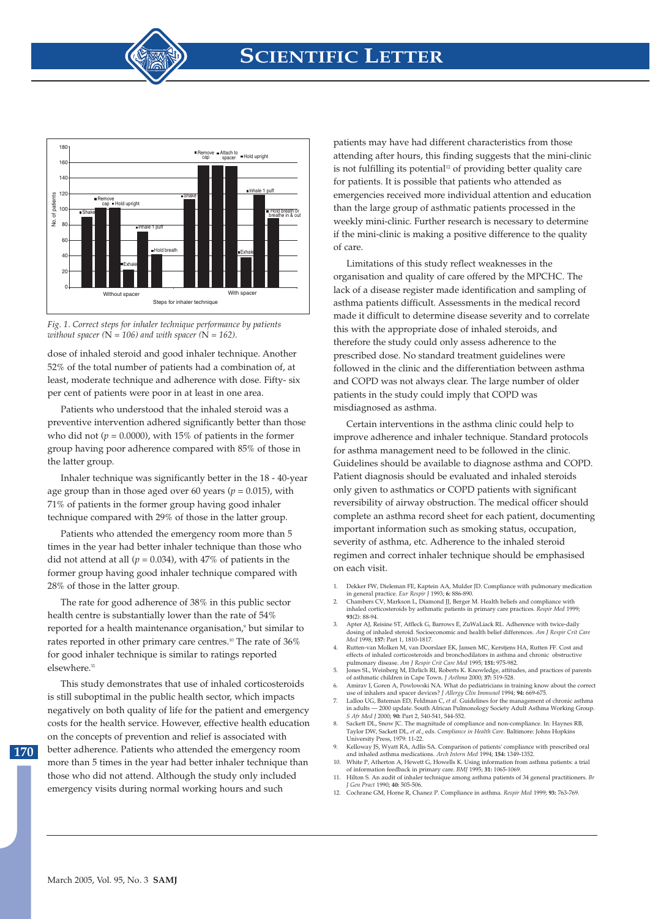180
160
140
120
100
80
60
40
20
0

No. of patients

Shake
Remove cap
Hold upright
Exhale
Inhale 1 puff
Hold breath
Shake
Remove cap
Attach to spacer
Hold upright
Exhale
Inhale 1 puff
Hold breath or breathe in & out

Without spacer
With spacer
Steps for inhaler technique

*Fig. 1. Correct steps for inhaler technique performance by patients without spacer (N = 106) and with spacer (N = 162).*

dose of inhaled steroid and good inhaler technique. Another 52% of the total number of patients had a combination of, at least, moderate technique and adherence with dose. Fifty- six per cent of patients were poor in at least one area.

Patients who understood that the inhaled steroid was a preventive intervention adhered significantly better than those who did not ($p = 0.0000$), with 15% of patients in the former group having poor adherence compared with 85% of those in the latter group.

Inhaler technique was significantly better in the 18 - 40-year age group than in those aged over 60 years ($p = 0.015$), with 71% of patients in the former group having good inhaler technique compared with 29% of those in the latter group.

Patients who attended the emergency room more than 5 times in the year had better inhaler technique than those who did not attend at all ($p = 0.034$), with 47% of patients in the former group having good inhaler technique compared with 28% of those in the latter group.

The rate for good adherence of 38% in this public sector health centre is substantially lower than the rate of 54% reported for a health maintenance organisation,[9] but similar to rates reported in other primary care centres.[10] The rate of 36% for good inhaler technique is similar to ratings reported elsewhere.[11]

This study demonstrates that use of inhaled corticosteroids is still suboptimal in the public health sector, which impacts negatively on both quality of life for the patient and emergency costs for the health service. However, effective health education on the concepts of prevention and relief is associated with better adherence. Patients who attended the emergency room more than 5 times in the year had better inhaler technique than those who did not attend. Although the study only included emergency visits during normal working hours and such patients may have had different characteristics from those attending after hours, this finding suggests that the mini-clinic is not fulfilling its potential[12] of providing better quality care for patients. It is possible that patients who attended as emergencies received more individual attention and education than the large group of asthmatic patients processed in the weekly mini-clinic. Further research is necessary to determine if the mini-clinic is making a positive difference to the quality of care.

Limitations of this study reflect weaknesses in the organisation and quality of care offered by the MPCHC. The lack of a disease register made identification and sampling of asthma patients difficult. Assessments in the medical record made it difficult to determine disease severity and to correlate this with the appropriate dose of inhaled steroids, and therefore the study could only assess adherence to the prescribed dose. No standard treatment guidelines were followed in the clinic and the differentiation between asthma and COPD was not always clear. The large number of older patients in the study could imply that COPD was misdiagnosed as asthma.

Certain interventions in the asthma clinic could help to improve adherence and inhaler technique. Standard protocols for asthma management need to be followed in the clinic. Guidelines should be available to diagnose asthma and COPD. Patient diagnosis should be evaluated and inhaled steroids only given to asthmatics or COPD patients with significant reversibility of airway obstruction. The medical officer should complete an asthma record sheet for each patient, documenting important information such as smoking status, occupation, severity of asthma, etc. Adherence to the inhaled steroid regimen and correct inhaler technique should be emphasised on each visit.

1. Dekker FW, Dieleman FE, Kaptein AA, Mulder JD. Compliance with pulmonary medication in general practice. *Eur Respir J* 1993; **6:** 886-890.
2. Chambers CV, Markson L, Diamond JJ, Berger M. Health beliefs and compliance with inhaled corticosteroids by asthmatic patients in primary care practices. *Respir Med* 1999; **93**(2): 88-94.
3. Apter AJ, Reisine ST, Affleck G, Barrows E, ZuWaLiack RL. Adherence with twice-daily dosing of inhaled steroid. Socioeconomic and health belief differences. *Am J Respir Crit Care Med* 1998; **157:** Part 1, 1810-1817.
4. Rutten-van Molken M, van Doorslaer EK, Jansen MC, Kerstjens HA, Rutten FF. Cost and effects of inhaled corticosteroids and bronchodilators in asthma and chronic obstructive pulmonary disease. *Am J Respir Crit Care Med* 1995; **151:** 975-982.
5. Jones SL, Weinberg M, Ehrlich RI, Roberts K. Knowledge, attitudes, and practices of parents of asthmatic children in Cape Town. *J Asthma* 2000; **37:** 519-528.
6. Amirav I, Goren A, Pawlowski NA. What do pediatricians in training know about the correct use of inhalers and spacer devices? *J Allergy Clin Immunol* 1994; **94:** 669-675.
7. Lalloo UG, Bateman ED, Feldman C, *et al*. Guidelines for the management of chronic asthma in adults — 2000 update. South African Pulmonology Society Adult Asthma Working Group. *S Afr Med J* 2000; **90:** Part 2, 540-541, 544-552.
8. Sackett DL, Snow JC. The magnitude of compliance and non-compliance. In: Haynes RB, Taylor DW, Sackett DL, *et al*., eds. *Compliance in Health Care*. Baltimore: Johns Hopkins University Press, 1979: 11-22.
9. Kelloway JS, Wyatt RA, Adlis SA. Comparison of patients' compliance with prescribed oral and inhaled asthma medications. *Arch Intern Med* 1994; **154:** 1349-1352.
10. White P, Atherton A, Hewett G, Howells K. Using information from asthma patients: a trial of information feedback in primary care. *BMJ* 1995; **31:** 1065-1069.
11. Hilton S. An audit of inhaler technique among asthma patients of 34 general practitioners. *Br J Gen Pract* 1990; **40:** 505-506.
12. Cochrane GM, Horne R, Chanez P. Compliance in asthma. *Respir Med* 1999; **93:** 763-769.